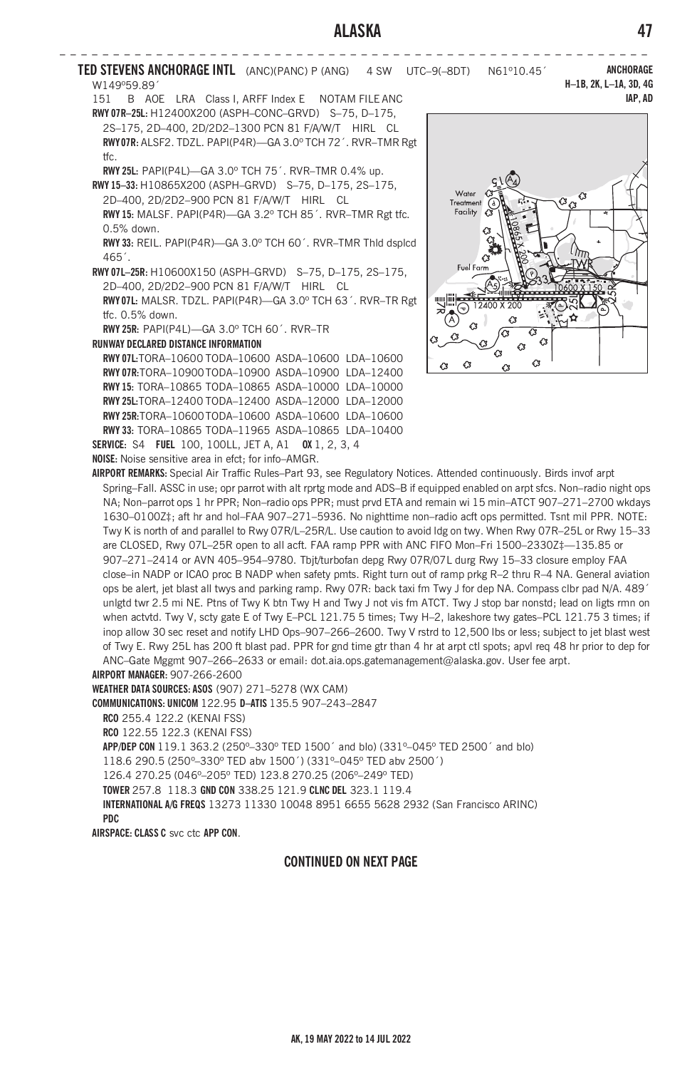**TED STEVENS ANCHORAGE INTL** (ANC)(PANC) P (ANG) 4 SW UTC–9(–8DT) N61°10.45´ W149°59.89´

**ANCHORAGE**
**H–1B, 2K, L–1A, 3D, 4G**
**IAP, AD**

151 B AOE LRA Class I, ARFF Index E NOTAM FILE ANC

**RWY 07R–25L:** H12400X200 (ASPH–CONC–GRVD) S–75, D–175, 2S–175, 2D–400, 2D/2D2–1300 PCN 81 F/A/W/T HIRL CL

**RWY 07R:** ALSF2. TDZL. PAPI(P4R)—GA 3.0° TCH 72´. RVR–TMR Rgt tfc.

**RWY 25L:** PAPI(P4L)—GA 3.0° TCH 75´. RVR–TMR 0.4% up.

**RWY 15–33:** H10865X200 (ASPH–GRVD) S–75, D–175, 2S–175, 2D–400, 2D/2D2–900 PCN 81 F/A/W/T HIRL CL

**RWY 15:** MALSF. PAPI(P4R)—GA 3.2° TCH 85´. RVR–TMR Rgt tfc. 0.5% down.

**RWY 33:** REIL. PAPI(P4R)—GA 3.0° TCH 60´. RVR–TMR Thld dsplcd 465´.

**RWY 07L–25R:** H10600X150 (ASPH–GRVD) S–75, D–175, 2S–175, 2D–400, 2D/2D2–900 PCN 81 F/A/W/T HIRL CL

**RWY 07L:** MALSR. TDZL. PAPI(P4R)—GA 3.0° TCH 63´. RVR–TR Rgt tfc. 0.5% down.

**RWY 25R:** PAPI(P4L)—GA 3.0° TCH 60´. RVR–TR

**RUNWAY DECLARED DISTANCE INFORMATION**

**RWY 07L:** TORA–10600 TODA–10600 ASDA–10600 LDA–10600
**RWY 07R:** TORA–10900 TODA–10900 ASDA–10900 LDA–12400
**RWY 15:** TORA–10865 TODA–10865 ASDA–10000 LDA–10000
**RWY 25L:** TORA–12400 TODA–12400 ASDA–12000 LDA–12000
**RWY 25R:** TORA–10600 TODA–10600 ASDA–10600 LDA–10600
**RWY 33:** TORA–10865 TODA–11965 ASDA–10865 LDA–10400

**SERVICE:** S4 **FUEL** 100, 100LL, JET A, A1 **OX** 1, 2, 3, 4

**NOISE:** Noise sensitive area in efct; for info–AMGR.

**AIRPORT REMARKS:** Special Air Traffic Rules–Part 93, see Regulatory Notices. Attended continuously. Birds invof arpt Spring–Fall. ASSC in use; opr parrot with alt rprtg mode and ADS–B if equipped enabled on arpt sfcs. Non–radio night ops NA; Non–parrot ops 1 hr PPR; Non–radio ops PPR; must prvd ETA and remain wi 15 min–ATCT 907–271–2700 wkdays 1630–0100Z‡; aft hr and hol–FAA 907–271–5936. No nighttime non–radio acft ops permitted. Tsnt mil PPR. NOTE: Twy K is north of and parallel to Rwy 07R/L–25R/L. Use caution to avoid ldg on twy. When Rwy 07R–25L or Rwy 15–33 are CLOSED, Rwy 07L–25R open to all acft. FAA ramp PPR with ANC FIFO Mon–Fri 1500–2330Z‡—135.85 or 907–271–2414 or AVN 405–954–9780. Tbjt/turbofan depg Rwy 07R/07L durg Rwy 15–33 closure employ FAA close–in NADP or ICAO proc B NADP when safety pmts. Right turn out of ramp prkg R–2 thru R–4 NA. General aviation ops be alert, jet blast all twys and parking ramp. Rwy 07R: back taxi fm Twy J for dep NA. Compass clbr pad N/A. 489´ unlgtd twr 2.5 mi NE. Ptns of Twy K btn Twy H and Twy J not vis fm ATCT. Twy J stop bar nonstd; lead on ligts rmn on when actvtd. Twy V, scty gate E of Twy E–PCL 121.75 5 times; Twy H–2, lakeshore twy gates–PCL 121.75 3 times; if inop allow 30 sec reset and notify LHD Ops–907–266–2600. Twy V rstrd to 12,500 lbs or less; subject to jet blast west of Twy E. Rwy 25L has 200 ft blast pad. PPR for gnd time gtr than 4 hr at arpt ctl spots; apvl req 48 hr prior to dep for ANC–Gate Mggmt 907–266–2633 or email: dot.aia.ops.gatemanagement@alaska.gov. User fee arpt.

**AIRPORT MANAGER:** 907-266-2600

**WEATHER DATA SOURCES: ASOS** (907) 271–5278 (WX CAM)

**COMMUNICATIONS: UNICOM** 122.95 **D–ATIS** 135.5 907–243–2847

**RCO** 255.4 122.2 (KENAI FSS)

**RCO** 122.55 122.3 (KENAI FSS)

**APP/DEP CON** 119.1 363.2 (250°–330° TED 1500´ and blo) (331°–045° TED 2500´ and blo)
118.6 290.5 (250°–330° TED abv 1500´) (331°–045° TED abv 2500´)
126.4 270.25 (046°–205° TED) 123.8 270.25 (206°–249° TED)

**TOWER** 257.8 118.3 **GND CON** 338.25 121.9 **CLNC DEL** 323.1 119.4

**INTERNATIONAL A/G FREQS** 13273 11330 10048 8951 6655 5628 2932 (San Francisco ARINC)

**PDC**

**AIRSPACE: CLASS C** svc ctc **APP CON**.

**CONTINUED ON NEXT PAGE**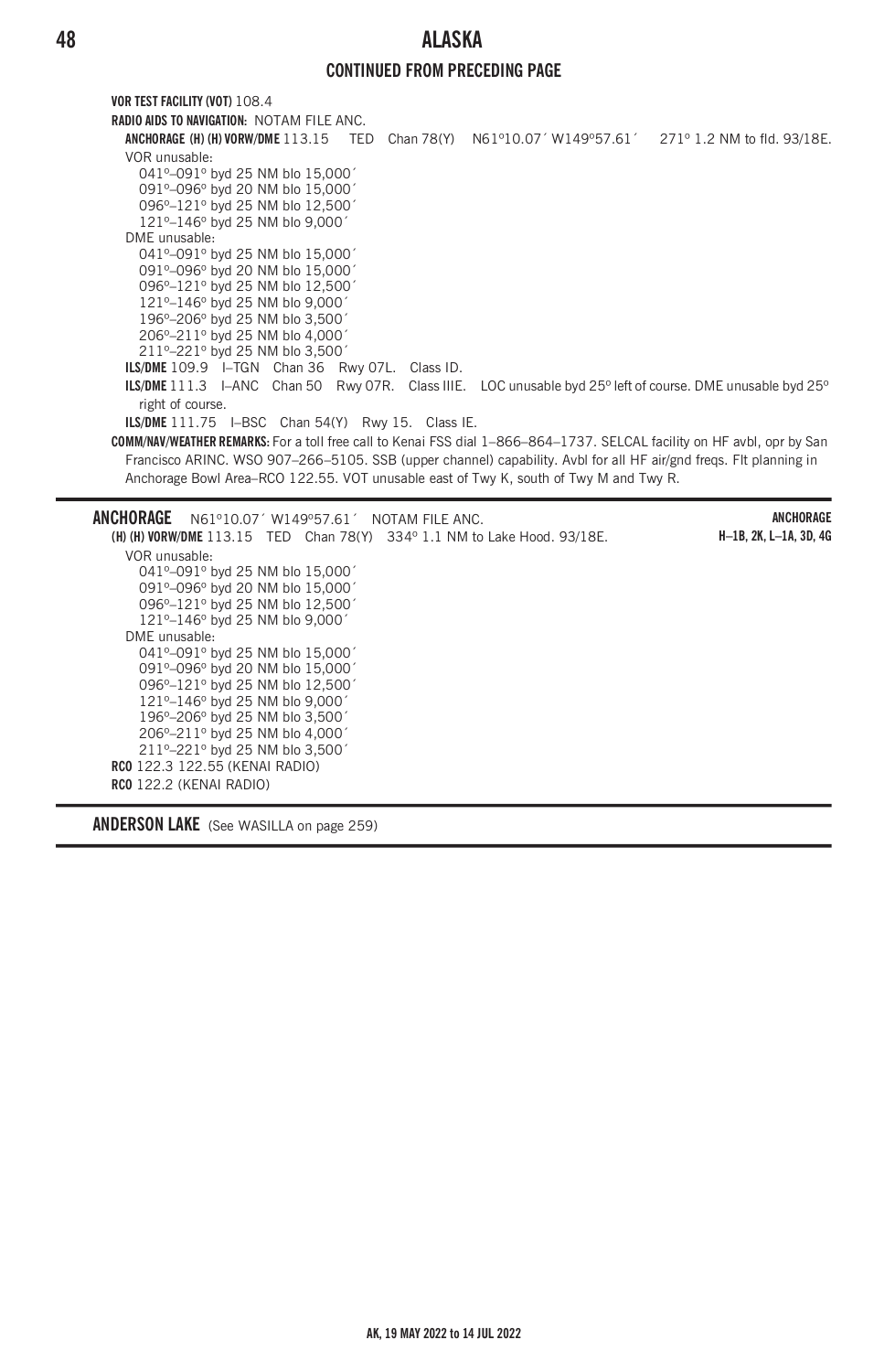## CONTINUED FROM PRECEDING PAGE

**VOR TEST FACILITY (VOT)** 108.4

**RADIO AIDS TO NAVIGATION:** NOTAM FILE ANC.

**ANCHORAGE (H) (H) VORW/DME** 113.15 TED Chan 78(Y) N61º10.07´ W149º57.61´ 271º 1.2 NM to fld. 93/18E.

VOR unusable:
- 041º–091º byd 25 NM blo 15,000´
- 091º–096º byd 20 NM blo 15,000´
- 096º–121º byd 25 NM blo 12,500´
- 121º–146º byd 25 NM blo 9,000´

DME unusable:
- 041º–091º byd 25 NM blo 15,000´
- 091º–096º byd 20 NM blo 15,000´
- 096º–121º byd 25 NM blo 12,500´
- 121º–146º byd 25 NM blo 9,000´
- 196º–206º byd 25 NM blo 3,500´
- 206º–211º byd 25 NM blo 4,000´
- 211º–221º byd 25 NM blo 3,500´

**ILS/DME** 109.9 I–TGN Chan 36 Rwy 07L. Class ID.

**ILS/DME** 111.3 I–ANC Chan 50 Rwy 07R. Class IIIE. LOC unusable byd 25º left of course. DME unusable byd 25º right of course.

**ILS/DME** 111.75 I–BSC Chan 54(Y) Rwy 15. Class IE.

**COMM/NAV/WEATHER REMARKS:** For a toll free call to Kenai FSS dial 1–866–864–1737. SELCAL facility on HF avbl, opr by San Francisco ARINC. WSO 907–266–5105. SSB (upper channel) capability. Avbl for all HF air/gnd freqs. Flt planning in Anchorage Bowl Area–RCO 122.55. VOT unusable east of Twy K, south of Twy M and Twy R.

---

**ANCHORAGE** N61º10.07´ W149º57.61´ NOTAM FILE ANC. **ANCHORAGE H–1B, 2K, L–1A, 3D, 4G**

**(H) (H) VORW/DME** 113.15 TED Chan 78(Y) 334º 1.1 NM to Lake Hood. 93/18E.

VOR unusable:
- 041º–091º byd 25 NM blo 15,000´
- 091º–096º byd 20 NM blo 15,000´
- 096º–121º byd 25 NM blo 12,500´
- 121º–146º byd 25 NM blo 9,000´

DME unusable:
- 041º–091º byd 25 NM blo 15,000´
- 091º–096º byd 20 NM blo 15,000´
- 096º–121º byd 25 NM blo 12,500´
- 121º–146º byd 25 NM blo 9,000´
- 196º–206º byd 25 NM blo 3,500´
- 206º–211º byd 25 NM blo 4,000´
- 211º–221º byd 25 NM blo 3,500´

**RCO** 122.3 122.55 (KENAI RADIO)

**RCO** 122.2 (KENAI RADIO)

---

**ANDERSON LAKE** (See WASILLA on page 259)